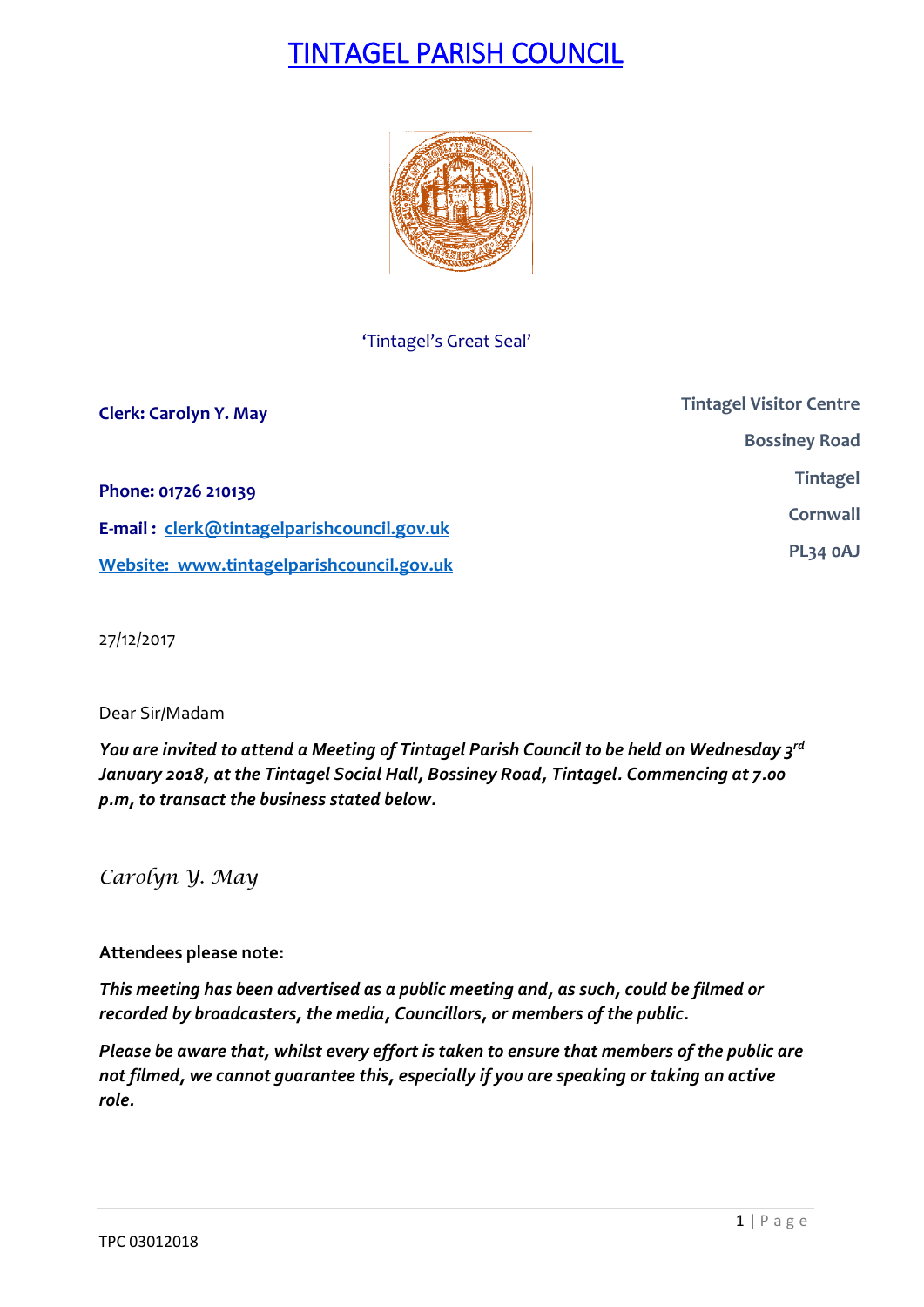# TINTAGEL PARISH COUNCIL

'Tintagel's Great Seal'

**Clerk: Carolyn Y. May**

**Phone: 01726 210139**

**E-mail : clerk@tintagelparishcouncil.gov.uk**

**Website: www.tintagelparishcouncil.gov.uk**

**Tintagel Visitor Centre**
**Bossiney Road**
**Tintagel**
**Cornwall**
**PL34 0AJ**

27/12/2017

Dear Sir/Madam

***You are invited to attend a Meeting of Tintagel Parish Council to be held on Wednesday 3rd January 2018, at the Tintagel Social Hall, Bossiney Road, Tintagel. Commencing at 7.00 p.m, to transact the business stated below.***

*Carolyn Y. May*

**Attendees please note:**

***This meeting has been advertised as a public meeting and, as such, could be filmed or recorded by broadcasters, the media, Councillors, or members of the public.***

***Please be aware that, whilst every effort is taken to ensure that members of the public are not filmed, we cannot guarantee this, especially if you are speaking or taking an active role.***

TPC 03012018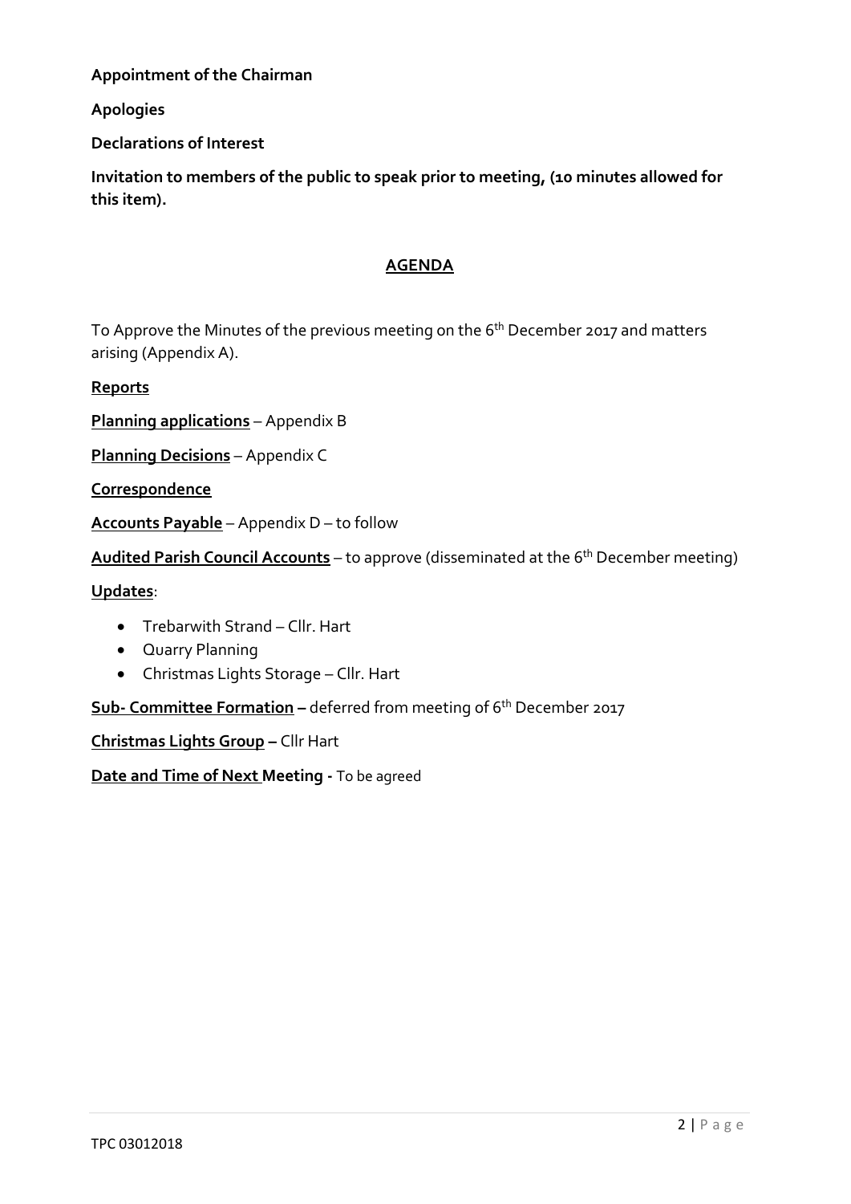**Appointment of the Chairman**

**Apologies**

**Declarations of Interest**

**Invitation to members of the public to speak prior to meeting, (10 minutes allowed for this item).**

## AGENDA

To Approve the Minutes of the previous meeting on the 6th December 2017 and matters arising (Appendix A).

**Reports**

**Planning applications** – Appendix B

**Planning Decisions** – Appendix C

**Correspondence**

**Accounts Payable** – Appendix D – to follow

**Audited Parish Council Accounts** – to approve (disseminated at the 6th December meeting)

**Updates**:

- Trebarwith Strand – Cllr. Hart
- Quarry Planning
- Christmas Lights Storage – Cllr. Hart

**Sub- Committee Formation –** deferred from meeting of 6th December 2017

**Christmas Lights Group –** Cllr Hart

**Date and Time of Next Meeting -** To be agreed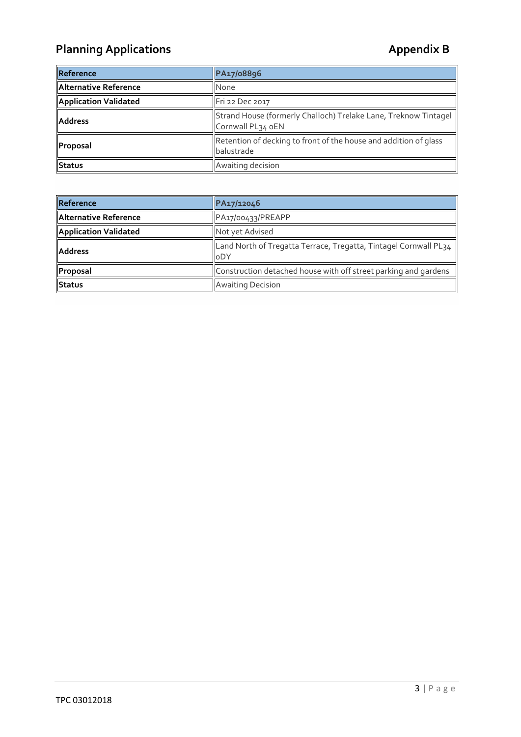# Planning Applications

## Appendix B

| Reference | PA17/08896 |
|---|---|
| Alternative Reference | None |
| Application Validated | Fri 22 Dec 2017 |
| Address | Strand House (formerly Challoch) Trelake Lane, Treknow Tintagel Cornwall PL34 0EN |
| Proposal | Retention of decking to front of the house and addition of glass balustrade |
| Status | Awaiting decision |

| Reference | PA17/12046 |
|---|---|
| Alternative Reference | PA17/00433/PREAPP |
| Application Validated | Not yet Advised |
| Address | Land North of Tregatta Terrace, Tregatta, Tintagel Cornwall PL34 0DY |
| Proposal | Construction detached house with off street parking and gardens |
| Status | Awaiting Decision |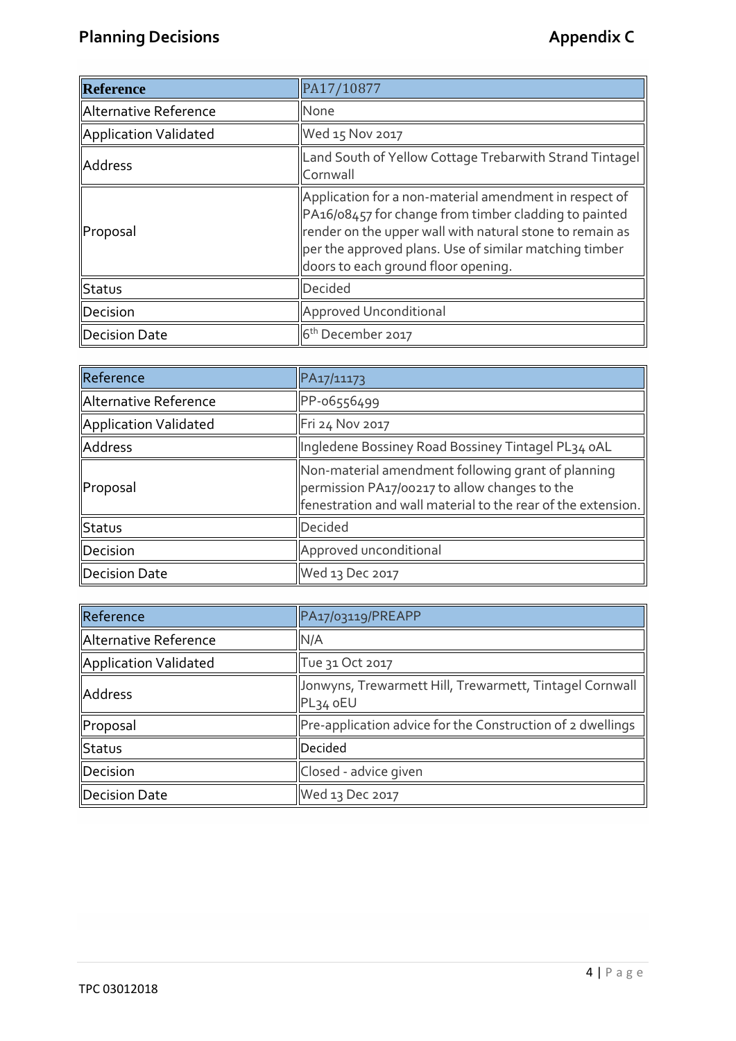## Planning Decisions

## Appendix C

| Reference | PA17/10877 |
|---|---|
| Alternative Reference | None |
| Application Validated | Wed 15 Nov 2017 |
| Address | Land South of Yellow Cottage Trebarwith Strand Tintagel Cornwall |
| Proposal | Application for a non-material amendment in respect of PA16/08457 for change from timber cladding to painted render on the upper wall with natural stone to remain as per the approved plans. Use of similar matching timber doors to each ground floor opening. |
| Status | Decided |
| Decision | Approved Unconditional |
| Decision Date | 6th December 2017 |

| Reference | PA17/11173 |
|---|---|
| Alternative Reference | PP-06556499 |
| Application Validated | Fri 24 Nov 2017 |
| Address | Ingledene Bossiney Road Bossiney Tintagel PL34 0AL |
| Proposal | Non-material amendment following grant of planning permission PA17/00217 to allow changes to the fenestration and wall material to the rear of the extension. |
| Status | Decided |
| Decision | Approved unconditional |
| Decision Date | Wed 13 Dec 2017 |

| Reference | PA17/03119/PREAPP |
|---|---|
| Alternative Reference | N/A |
| Application Validated | Tue 31 Oct 2017 |
| Address | Jonwyns, Trewarmett Hill, Trewarmett, Tintagel Cornwall PL34 0EU |
| Proposal | Pre-application advice for the Construction of 2 dwellings |
| Status | Decided |
| Decision | Closed - advice given |
| Decision Date | Wed 13 Dec 2017 |

TPC 03012018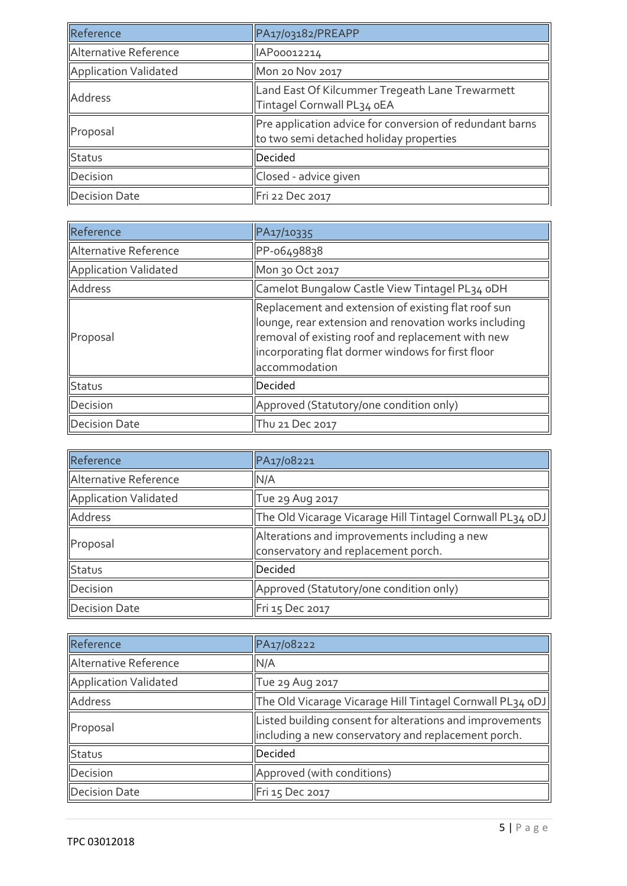| Reference | PA17/03182/PREAPP |
|---|---|
| Alternative Reference | IAP00012214 |
| Application Validated | Mon 20 Nov 2017 |
| Address | Land East Of Kilcummer Tregeath Lane Trewarmett Tintagel Cornwall PL34 0EA |
| Proposal | Pre application advice for conversion of redundant barns to two semi detached holiday properties |
| Status | Decided |
| Decision | Closed - advice given |
| Decision Date | Fri 22 Dec 2017 |

| Reference | PA17/10335 |
|---|---|
| Alternative Reference | PP-06498838 |
| Application Validated | Mon 30 Oct 2017 |
| Address | Camelot Bungalow Castle View Tintagel PL34 0DH |
| Proposal | Replacement and extension of existing flat roof sun lounge, rear extension and renovation works including removal of existing roof and replacement with new incorporating flat dormer windows for first floor accommodation |
| Status | Decided |
| Decision | Approved (Statutory/one condition only) |
| Decision Date | Thu 21 Dec 2017 |

| Reference | PA17/08221 |
|---|---|
| Alternative Reference | N/A |
| Application Validated | Tue 29 Aug 2017 |
| Address | The Old Vicarage Vicarage Hill Tintagel Cornwall PL34 0DJ |
| Proposal | Alterations and improvements including a new conservatory and replacement porch. |
| Status | Decided |
| Decision | Approved (Statutory/one condition only) |
| Decision Date | Fri 15 Dec 2017 |

| Reference | PA17/08222 |
|---|---|
| Alternative Reference | N/A |
| Application Validated | Tue 29 Aug 2017 |
| Address | The Old Vicarage Vicarage Hill Tintagel Cornwall PL34 0DJ |
| Proposal | Listed building consent for alterations and improvements including a new conservatory and replacement porch. |
| Status | Decided |
| Decision | Approved (with conditions) |
| Decision Date | Fri 15 Dec 2017 |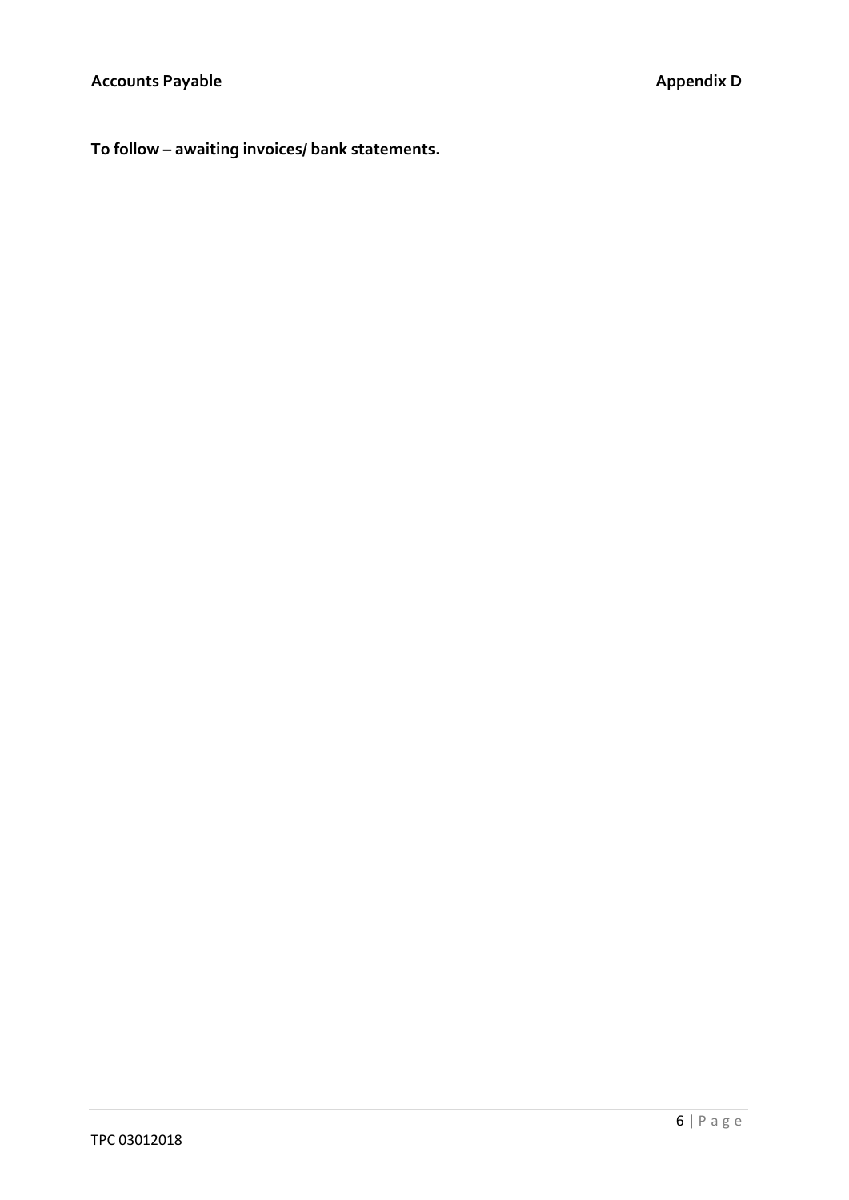**Accounts Payable** **Appendix D**

**To follow – awaiting invoices/ bank statements.**